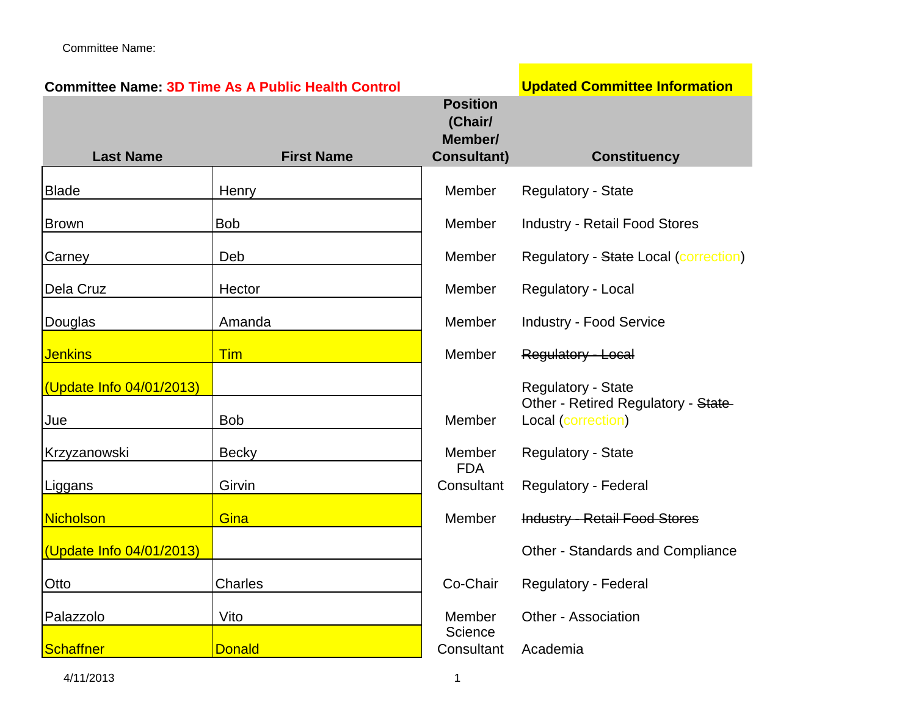Committee Name:

**Committee Name: 3D Time As A Public Health Control**

**Updated Committee Information**

| Last Name | First Name | Position (Chair/ Member/ Consultant) | Constituency |
|---|---|---|---|
| Blade | Henry | Member | Regulatory - State |
| Brown | Bob | Member | Industry - Retail Food Stores |
| Carney | Deb | Member | Regulatory - ~~State~~ Local (correction) |
| Dela Cruz | Hector | Member | Regulatory - Local |
| Douglas | Amanda | Member | Industry - Food Service |
| Jenkins | Tim | Member | ~~Regulatory - Local~~ |
| (Update Info 04/01/2013) | | | Regulatory - State |
| Jue | Bob | Member | Other - Retired Regulatory - ~~State~~ Local (correction) |
| Krzyzanowski | Becky | Member | Regulatory - State |
| Liggans | Girvin | FDA Consultant | Regulatory - Federal |
| Nicholson | Gina | Member | ~~Industry - Retail Food Stores~~ |
| (Update Info 04/01/2013) | | | Other - Standards and Compliance |
| Otto | Charles | Co-Chair | Regulatory - Federal |
| Palazzolo | Vito | Member | Other - Association |
| Schaffner | Donald | Science Consultant | Academia |

4/11/2013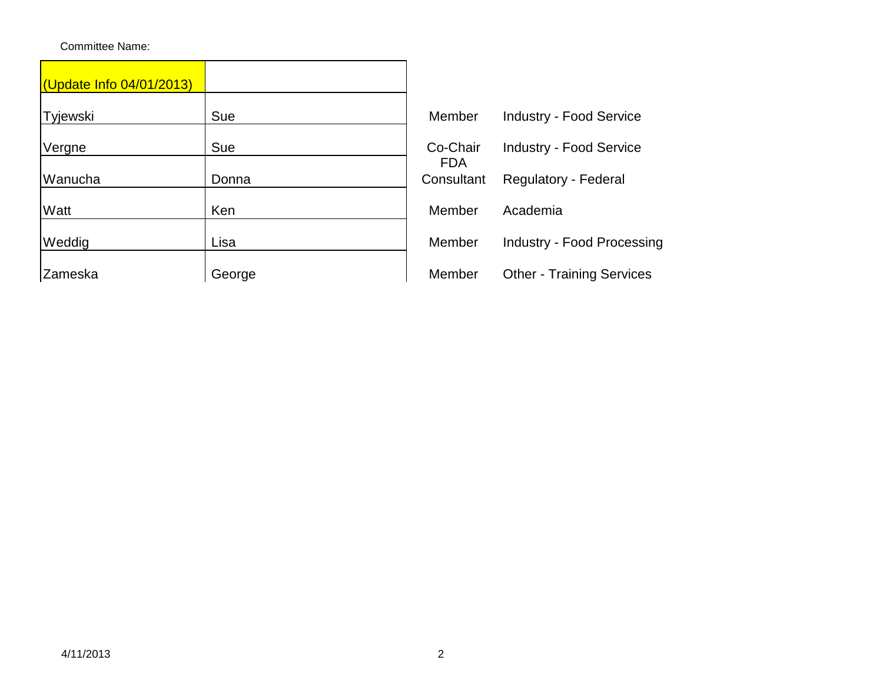Committee Name:

| (Update Info 04/01/2013) | | | |
|---|---|---|---|
| Tyjewski | Sue | Member | Industry - Food Service |
| Vergne | Sue | Co-Chair | Industry - Food Service |
| Wanucha | Donna | FDA Consultant | Regulatory - Federal |
| Watt | Ken | Member | Academia |
| Weddig | Lisa | Member | Industry - Food Processing |
| Zameska | George | Member | Other - Training Services |

4/11/2013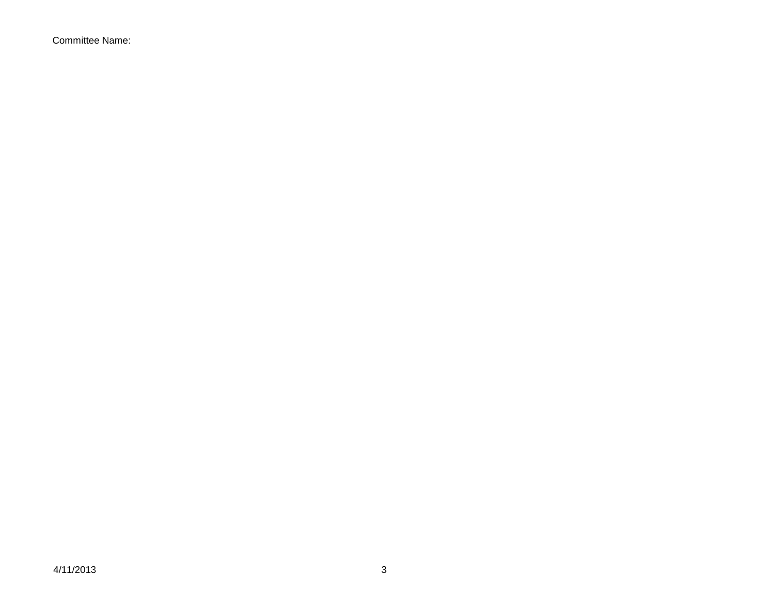Committee Name: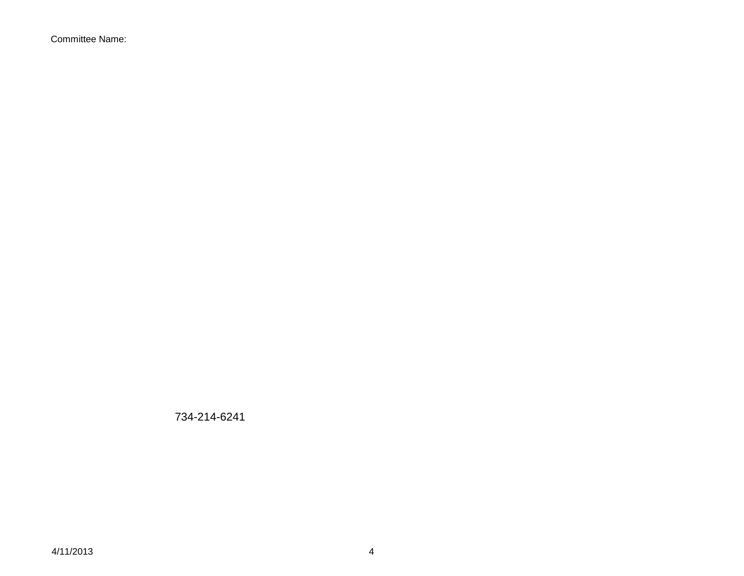Committee Name:

734-214-6241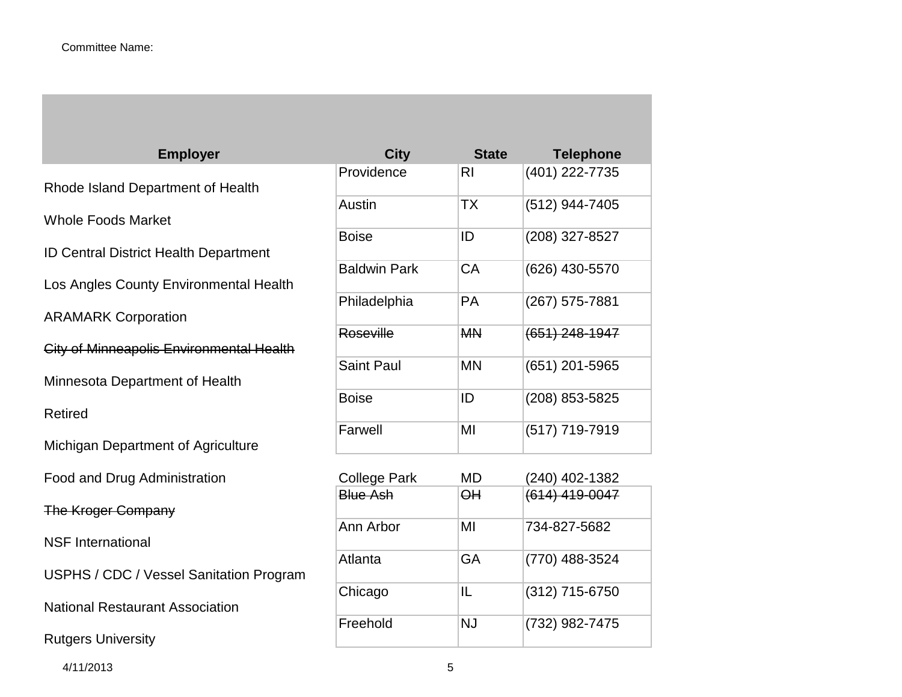Committee Name:

| Employer | City | State | Telephone |
| --- | --- | --- | --- |
| Rhode Island Department of Health | Providence | RI | (401) 222-7735 |
| Whole Foods Market | Austin | TX | (512) 944-7405 |
| ID Central District Health Department | Boise | ID | (208) 327-8527 |
| Los Angles County Environmental Health | Baldwin Park | CA | (626) 430-5570 |
| ARAMARK Corporation | Philadelphia | PA | (267) 575-7881 |
| ~~City of Minneapolis Environmental Health~~ | ~~Roseville~~ | ~~MN~~ | ~~(651) 248-1947~~ |
| Minnesota Department of Health | Saint Paul | MN | (651) 201-5965 |
| Retired | Boise | ID | (208) 853-5825 |
| Michigan Department of Agriculture | Farwell | MI | (517) 719-7919 |
| Food and Drug Administration | College Park | MD | (240) 402-1382 |
| ~~The Kroger Company~~ | ~~Blue Ash~~ | ~~OH~~ | ~~(614) 419-0047~~ |
| NSF International | Ann Arbor | MI | 734-827-5682 |
| USPHS / CDC / Vessel Sanitation Program | Atlanta | GA | (770) 488-3524 |
| National Restaurant Association | Chicago | IL | (312) 715-6750 |
| Rutgers University | Freehold | NJ | (732) 982-7475 |

4/11/2013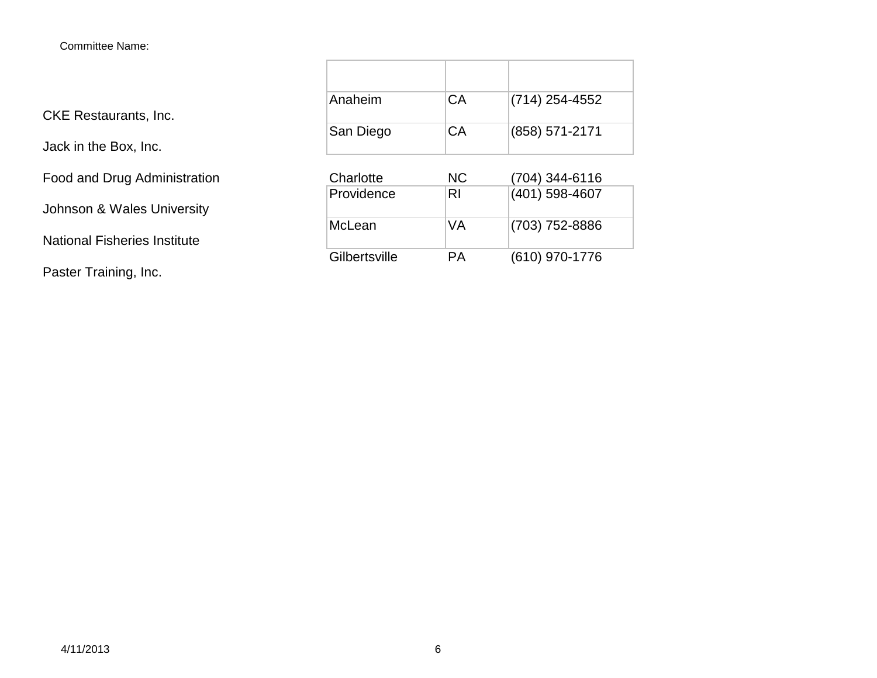Committee Name:

| | | | |
|---|---|---|---|
| | | | |
| CKE Restaurants, Inc. | Anaheim | CA | (714) 254-4552 |
| Jack in the Box, Inc. | San Diego | CA | (858) 571-2171 |
| Food and Drug Administration | Charlotte | NC | (704) 344-6116 |
| Johnson & Wales University | Providence | RI | (401) 598-4607 |
| National Fisheries Institute | McLean | VA | (703) 752-8886 |
| Paster Training, Inc. | Gilbertsville | PA | (610) 970-1776 |

4/11/2013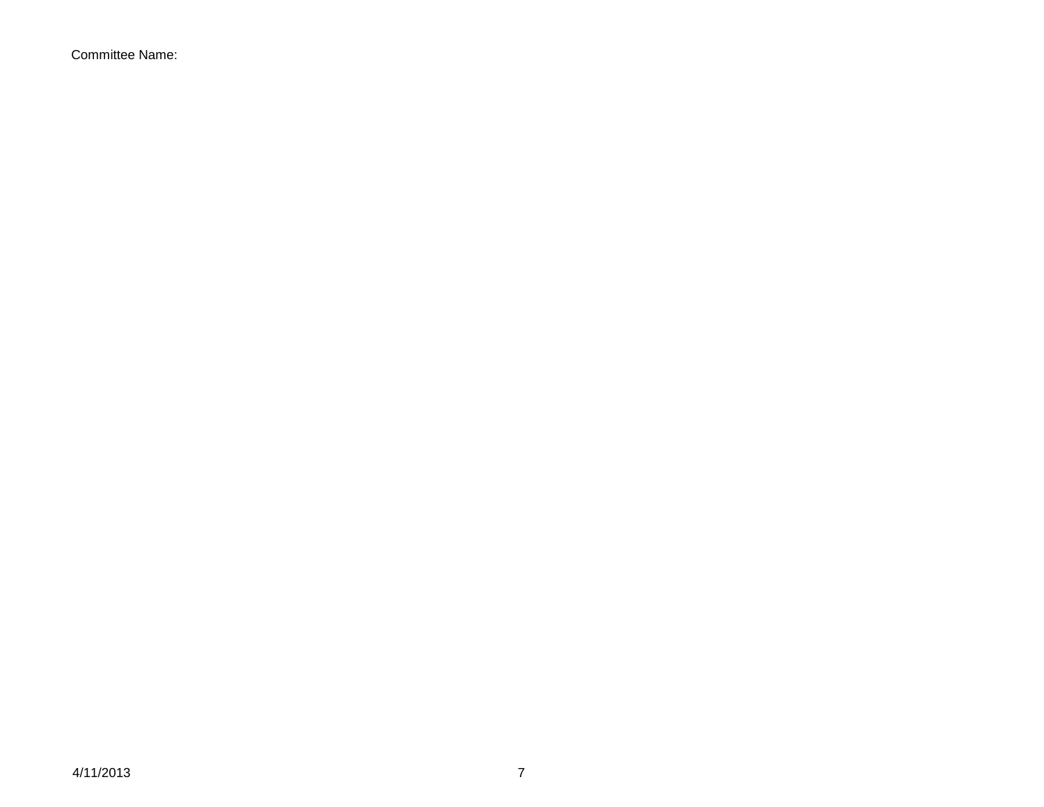Committee Name: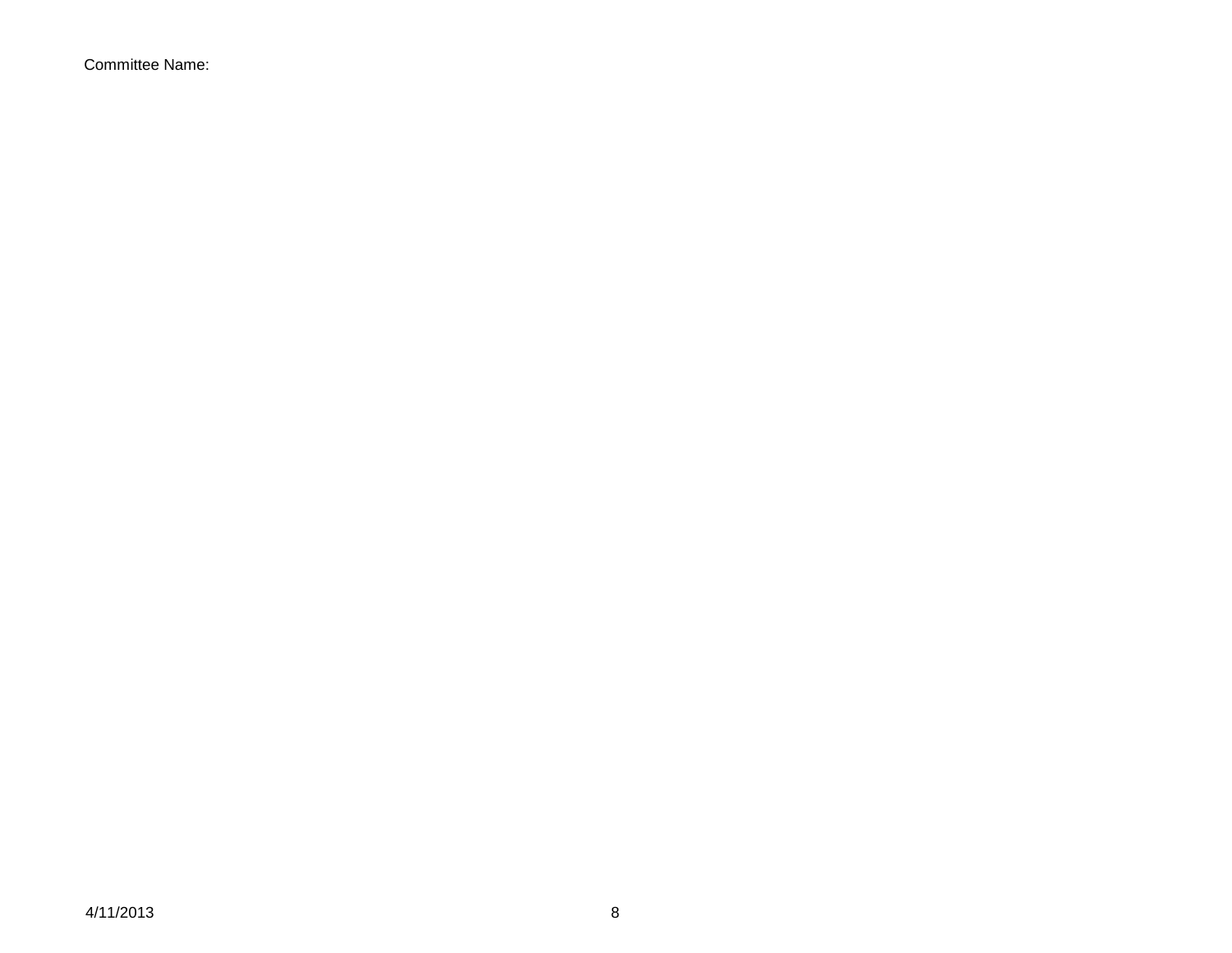Committee Name: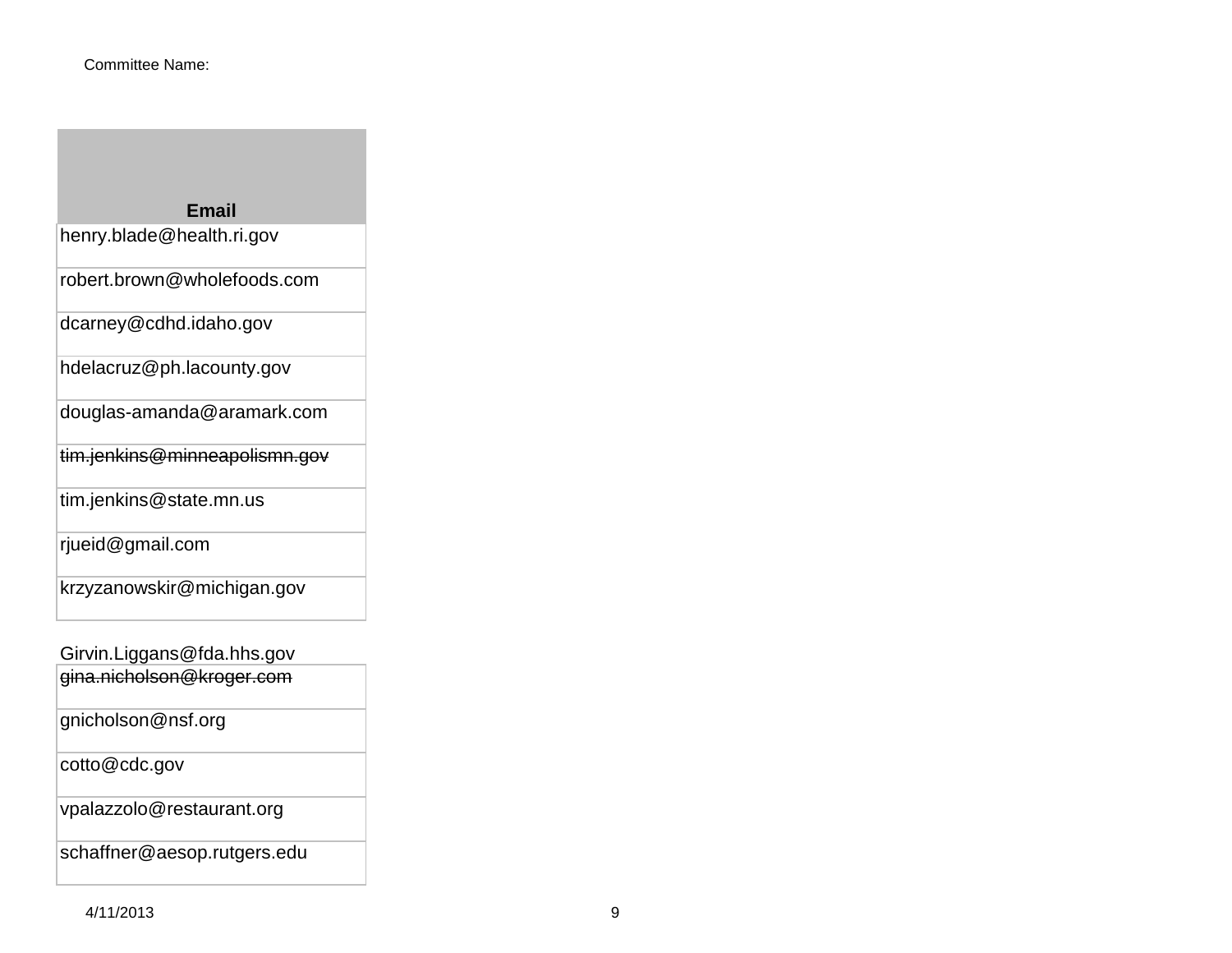Committee Name:

| Email |
|---|
| henry.blade@health.ri.gov |
| robert.brown@wholefoods.com |
| dcarney@cdhd.idaho.gov |
| hdelacruz@ph.lacounty.gov |
| douglas-amanda@aramark.com |
| ~~tim.jenkins@minneapolismn.gov~~ |
| tim.jenkins@state.mn.us |
| rjueid@gmail.com |
| krzyzanowskir@michigan.gov |
| Girvin.Liggans@fda.hhs.gov |
| ~~gina.nicholson@kroger.com~~ |
| gnicholson@nsf.org |
| cotto@cdc.gov |
| vpalazzolo@restaurant.org |
| schaffner@aesop.rutgers.edu |

4/11/2013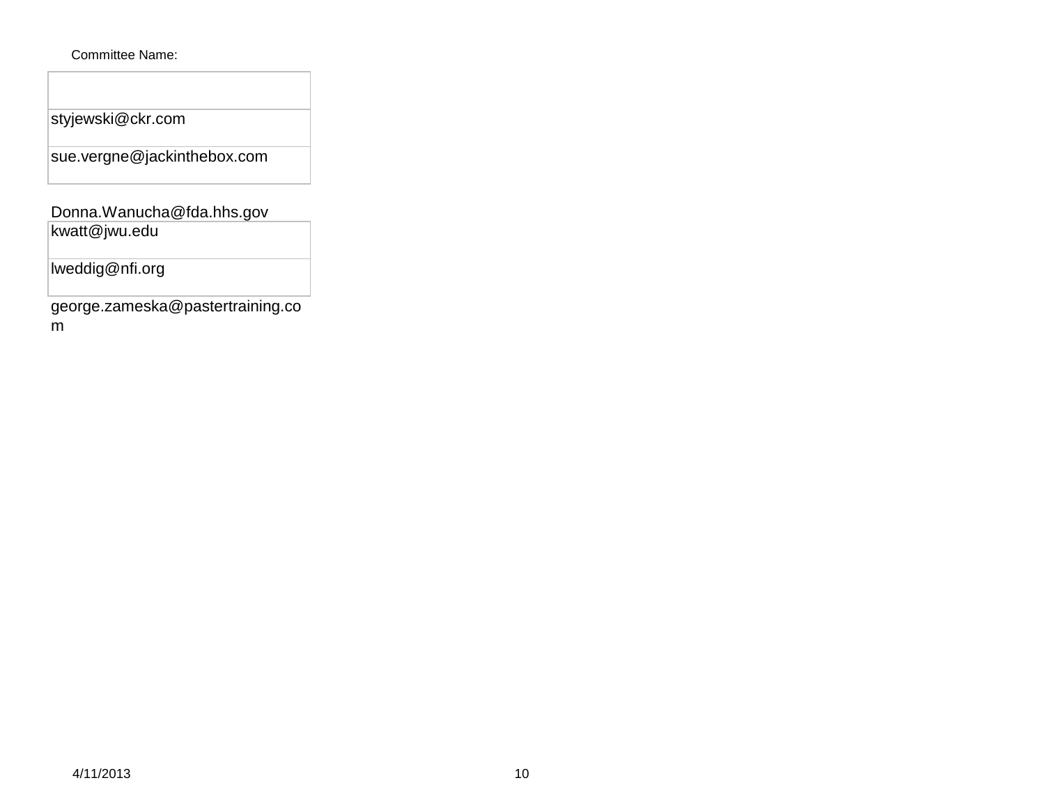Committee Name:

| |
|---|
| styjewski@ckr.com |
| sue.vergne@jackinthebox.com |

Donna.Wanucha@fda.hhs.gov

| |
|---|
| kwatt@jwu.edu |
| lweddig@nfi.org |

george.zameska@pastertraining.com

4/11/2013